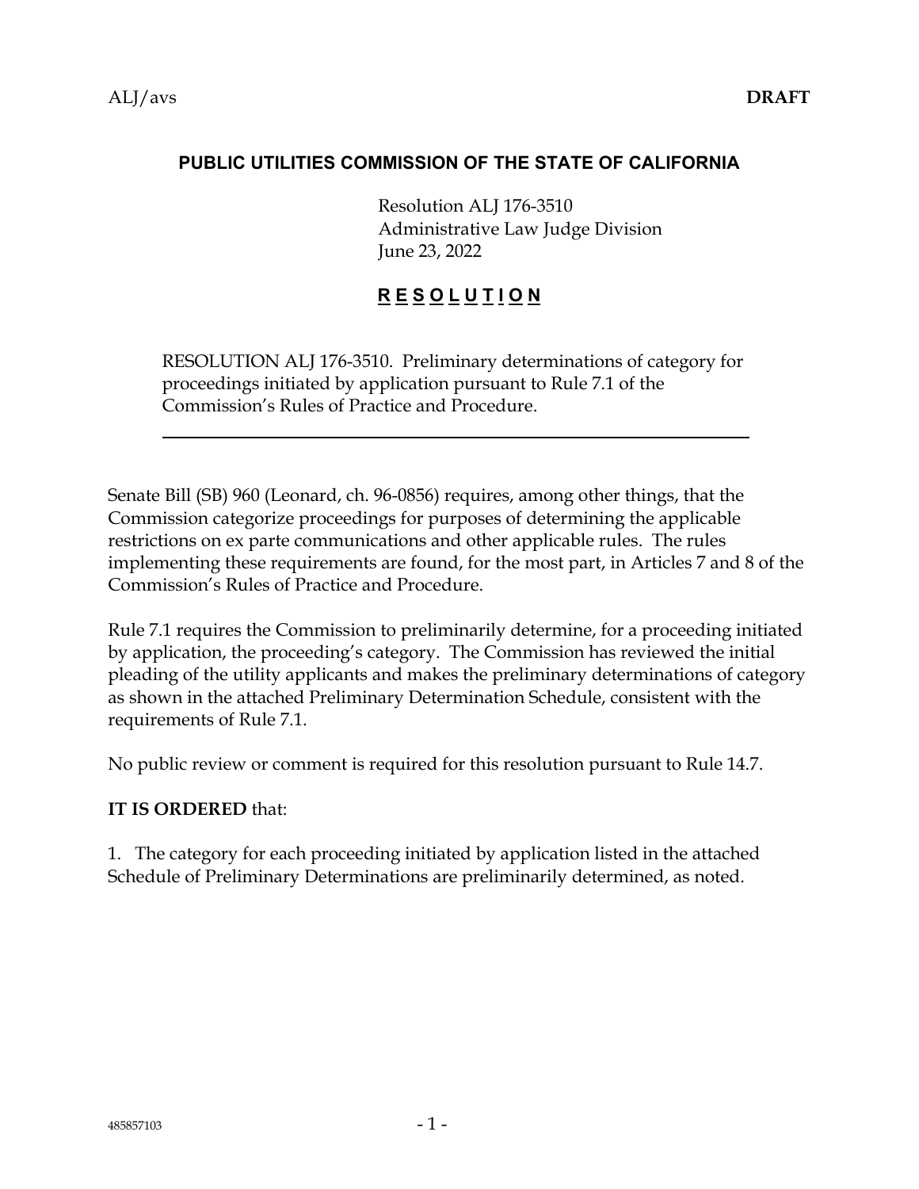ALJ/avs **DRAFT**

**PUBLIC UTILITIES COMMISSION OF THE STATE OF CALIFORNIA**

Resolution ALJ 176-3510
Administrative Law Judge Division
June 23, 2022

# R E S O L U T I O N

RESOLUTION ALJ 176-3510. Preliminary determinations of category for proceedings initiated by application pursuant to Rule 7.1 of the Commission's Rules of Practice and Procedure.

---

Senate Bill (SB) 960 (Leonard, ch. 96-0856) requires, among other things, that the Commission categorize proceedings for purposes of determining the applicable restrictions on ex parte communications and other applicable rules. The rules implementing these requirements are found, for the most part, in Articles 7 and 8 of the Commission's Rules of Practice and Procedure.

Rule 7.1 requires the Commission to preliminarily determine, for a proceeding initiated by application, the proceeding's category. The Commission has reviewed the initial pleading of the utility applicants and makes the preliminary determinations of category as shown in the attached Preliminary Determination Schedule, consistent with the requirements of Rule 7.1.

No public review or comment is required for this resolution pursuant to Rule 14.7.

**IT IS ORDERED** that:

1. The category for each proceeding initiated by application listed in the attached Schedule of Preliminary Determinations are preliminarily determined, as noted.

485857103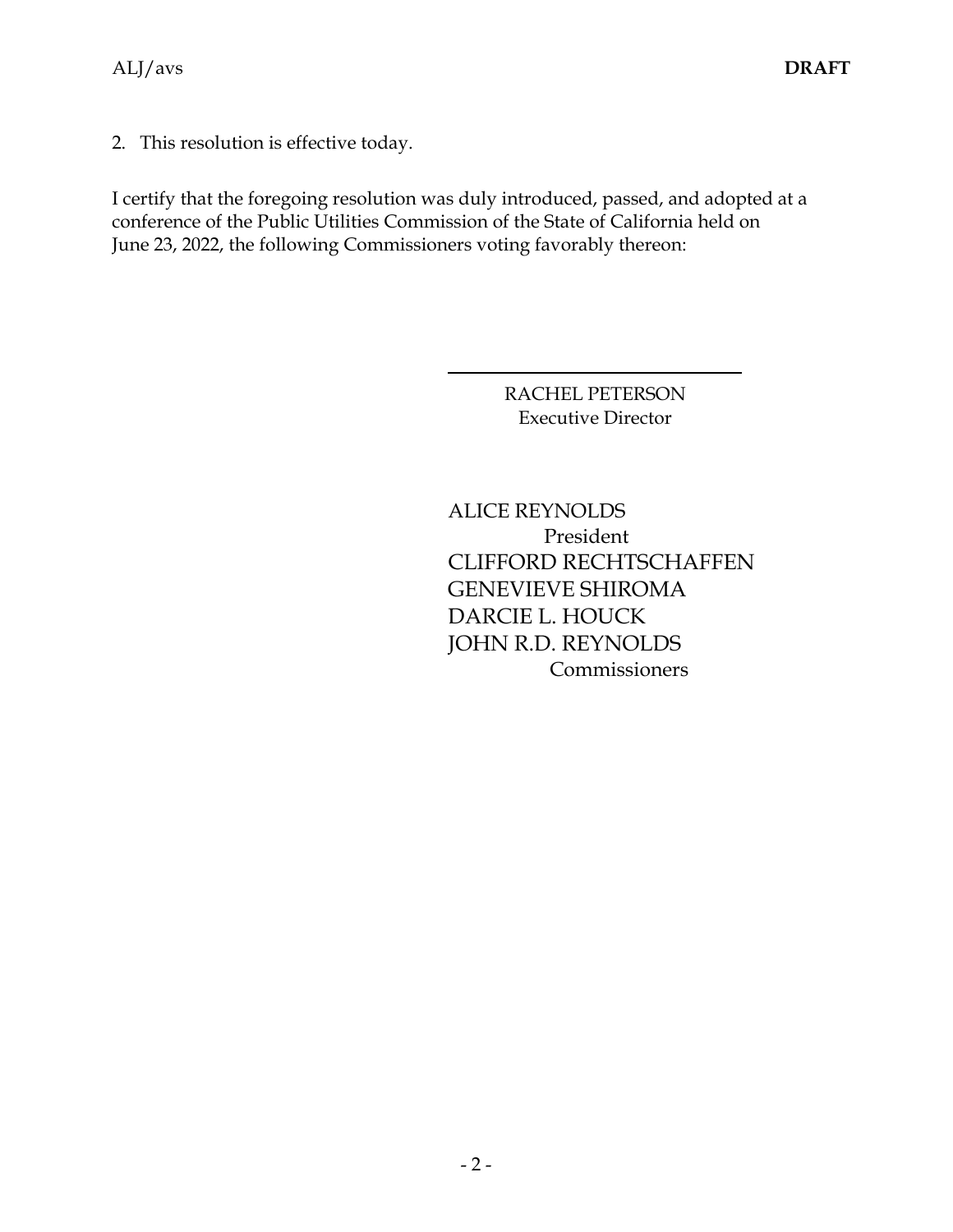2. This resolution is effective today.

I certify that the foregoing resolution was duly introduced, passed, and adopted at a conference of the Public Utilities Commission of the State of California held on June 23, 2022, the following Commissioners voting favorably thereon:

\_\_\_\_\_\_\_\_\_\_\_\_\_\_\_\_\_\_\_\_\_\_\_\_\_\_\_\_\_\_

RACHEL PETERSON
Executive Director

ALICE REYNOLDS
President
CLIFFORD RECHTSCHAFFEN
GENEVIEVE SHIROMA
DARCIE L. HOUCK
JOHN R.D. REYNOLDS
Commissioners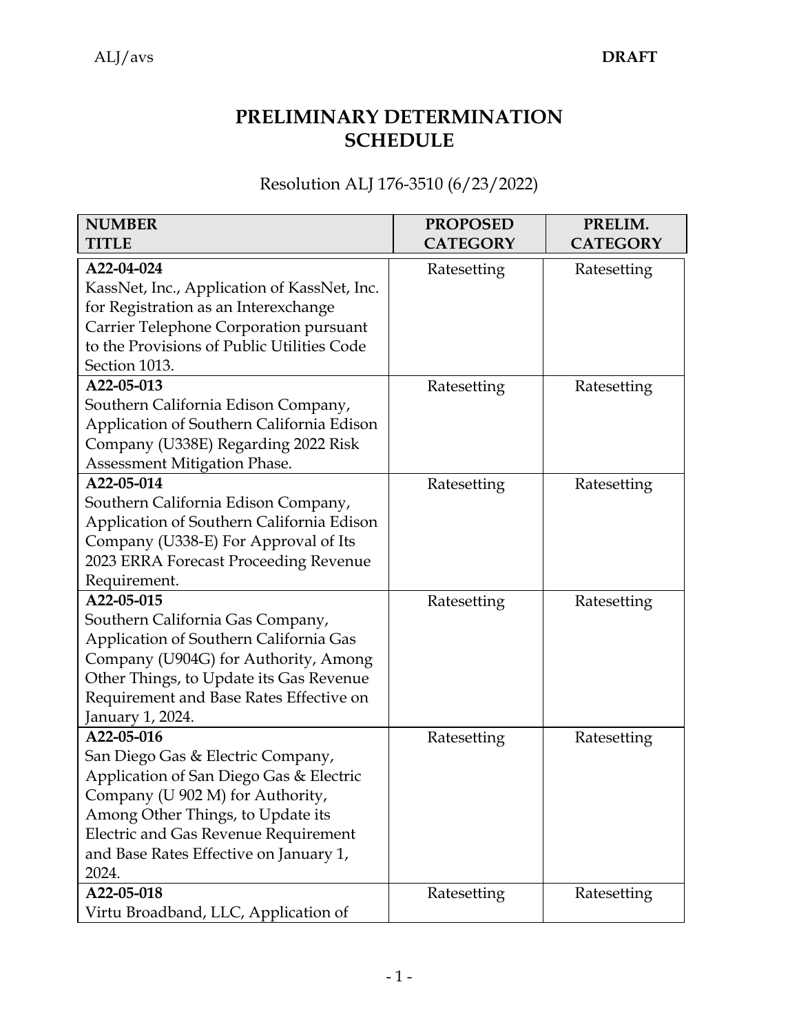# PRELIMINARY DETERMINATION SCHEDULE

Resolution ALJ 176-3510 (6/23/2022)

| NUMBER<br>TITLE | PROPOSED CATEGORY | PRELIM. CATEGORY |
|---|---|---|
| **A22-04-024**<br>KassNet, Inc., Application of KassNet, Inc. for Registration as an Interexchange Carrier Telephone Corporation pursuant to the Provisions of Public Utilities Code Section 1013. | Ratesetting | Ratesetting |
| **A22-05-013**<br>Southern California Edison Company, Application of Southern California Edison Company (U338E) Regarding 2022 Risk Assessment Mitigation Phase. | Ratesetting | Ratesetting |
| **A22-05-014**<br>Southern California Edison Company, Application of Southern California Edison Company (U338-E) For Approval of Its 2023 ERRA Forecast Proceeding Revenue Requirement. | Ratesetting | Ratesetting |
| **A22-05-015**<br>Southern California Gas Company, Application of Southern California Gas Company (U904G) for Authority, Among Other Things, to Update its Gas Revenue Requirement and Base Rates Effective on January 1, 2024. | Ratesetting | Ratesetting |
| **A22-05-016**<br>San Diego Gas & Electric Company, Application of San Diego Gas & Electric Company (U 902 M) for Authority, Among Other Things, to Update its Electric and Gas Revenue Requirement and Base Rates Effective on January 1, 2024. | Ratesetting | Ratesetting |
| **A22-05-018**<br>Virtu Broadband, LLC, Application of | Ratesetting | Ratesetting |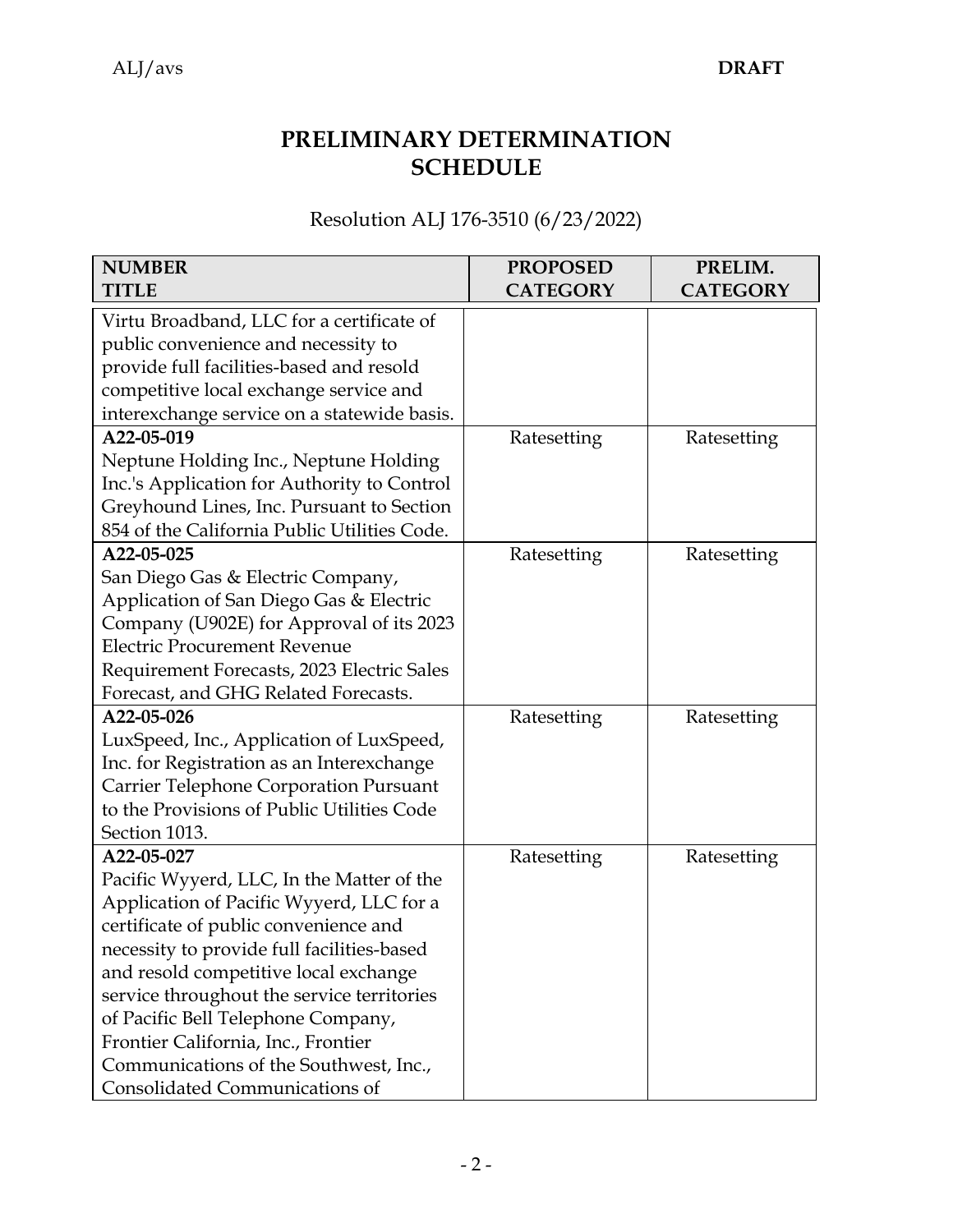# PRELIMINARY DETERMINATION SCHEDULE

Resolution ALJ 176-3510 (6/23/2022)

| **NUMBER** **TITLE** | **PROPOSED CATEGORY** | **PRELIM. CATEGORY** |
|---|---|---|
| Virtu Broadband, LLC for a certificate of public convenience and necessity to provide full facilities-based and resold competitive local exchange service and interexchange service on a statewide basis. | | |
| **A22-05-019** Neptune Holding Inc., Neptune Holding Inc.'s Application for Authority to Control Greyhound Lines, Inc. Pursuant to Section 854 of the California Public Utilities Code. | Ratesetting | Ratesetting |
| **A22-05-025** San Diego Gas & Electric Company, Application of San Diego Gas & Electric Company (U902E) for Approval of its 2023 Electric Procurement Revenue Requirement Forecasts, 2023 Electric Sales Forecast, and GHG Related Forecasts. | Ratesetting | Ratesetting |
| **A22-05-026** LuxSpeed, Inc., Application of LuxSpeed, Inc. for Registration as an Interexchange Carrier Telephone Corporation Pursuant to the Provisions of Public Utilities Code Section 1013. | Ratesetting | Ratesetting |
| **A22-05-027** Pacific Wyyerd, LLC, In the Matter of the Application of Pacific Wyyerd, LLC for a certificate of public convenience and necessity to provide full facilities-based and resold competitive local exchange service throughout the service territories of Pacific Bell Telephone Company, Frontier California, Inc., Frontier Communications of the Southwest, Inc., Consolidated Communications of | Ratesetting | Ratesetting |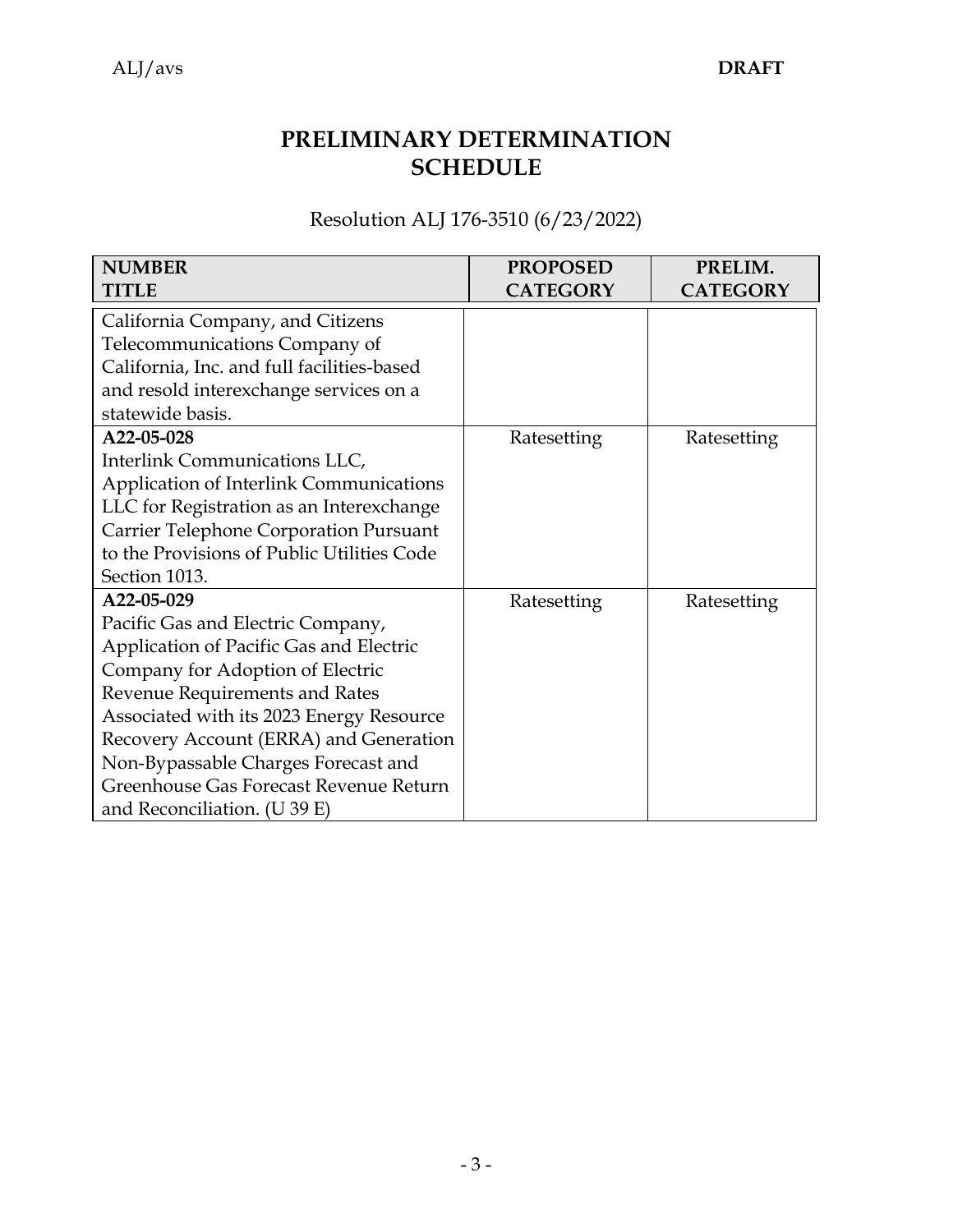# PRELIMINARY DETERMINATION SCHEDULE

Resolution ALJ 176-3510 (6/23/2022)

| NUMBER<br>TITLE | PROPOSED CATEGORY | PRELIM. CATEGORY |
|---|---|---|
| California Company, and Citizens Telecommunications Company of California, Inc. and full facilities-based and resold interexchange services on a statewide basis. | | |
| **A22-05-028**<br>Interlink Communications LLC, Application of Interlink Communications LLC for Registration as an Interexchange Carrier Telephone Corporation Pursuant to the Provisions of Public Utilities Code Section 1013. | Ratesetting | Ratesetting |
| **A22-05-029**<br>Pacific Gas and Electric Company, Application of Pacific Gas and Electric Company for Adoption of Electric Revenue Requirements and Rates Associated with its 2023 Energy Resource Recovery Account (ERRA) and Generation Non-Bypassable Charges Forecast and Greenhouse Gas Forecast Revenue Return and Reconciliation. (U 39 E) | Ratesetting | Ratesetting |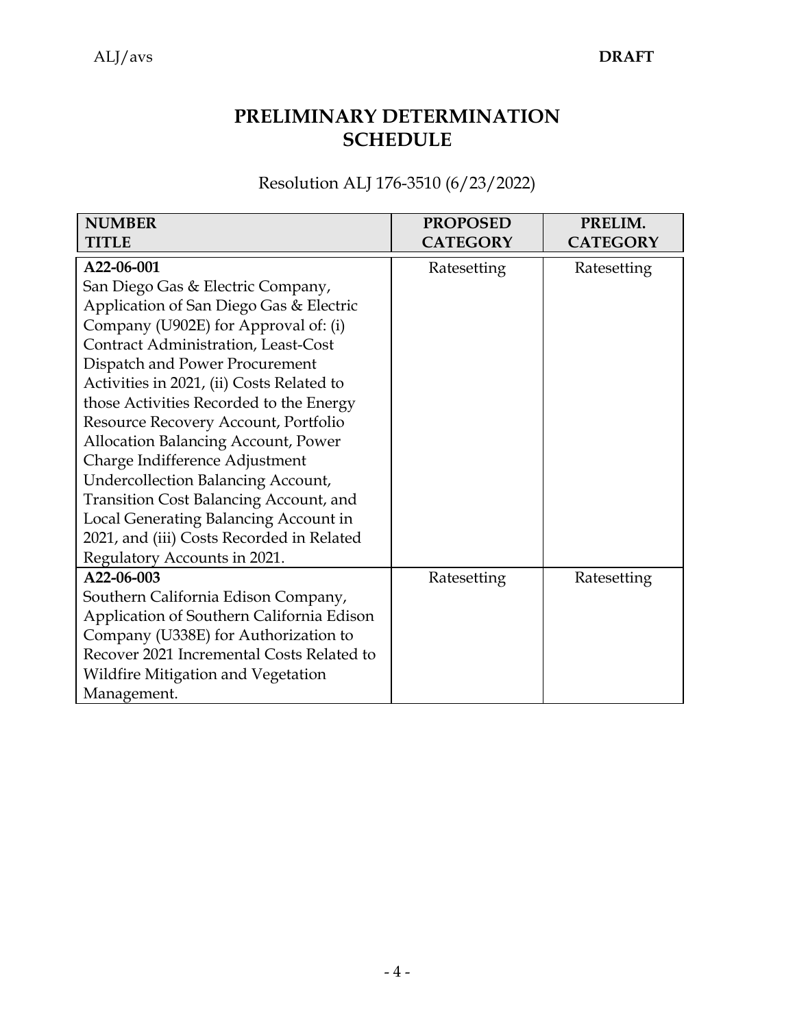# PRELIMINARY DETERMINATION SCHEDULE

Resolution ALJ 176-3510 (6/23/2022)

| NUMBER<br>TITLE | PROPOSED CATEGORY | PRELIM. CATEGORY |
|---|---|---|
| **A22-06-001**<br>San Diego Gas & Electric Company, Application of San Diego Gas & Electric Company (U902E) for Approval of: (i) Contract Administration, Least-Cost Dispatch and Power Procurement Activities in 2021, (ii) Costs Related to those Activities Recorded to the Energy Resource Recovery Account, Portfolio Allocation Balancing Account, Power Charge Indifference Adjustment Undercollection Balancing Account, Transition Cost Balancing Account, and Local Generating Balancing Account in 2021, and (iii) Costs Recorded in Related Regulatory Accounts in 2021. | Ratesetting | Ratesetting |
| **A22-06-003**<br>Southern California Edison Company, Application of Southern California Edison Company (U338E) for Authorization to Recover 2021 Incremental Costs Related to Wildfire Mitigation and Vegetation Management. | Ratesetting | Ratesetting |